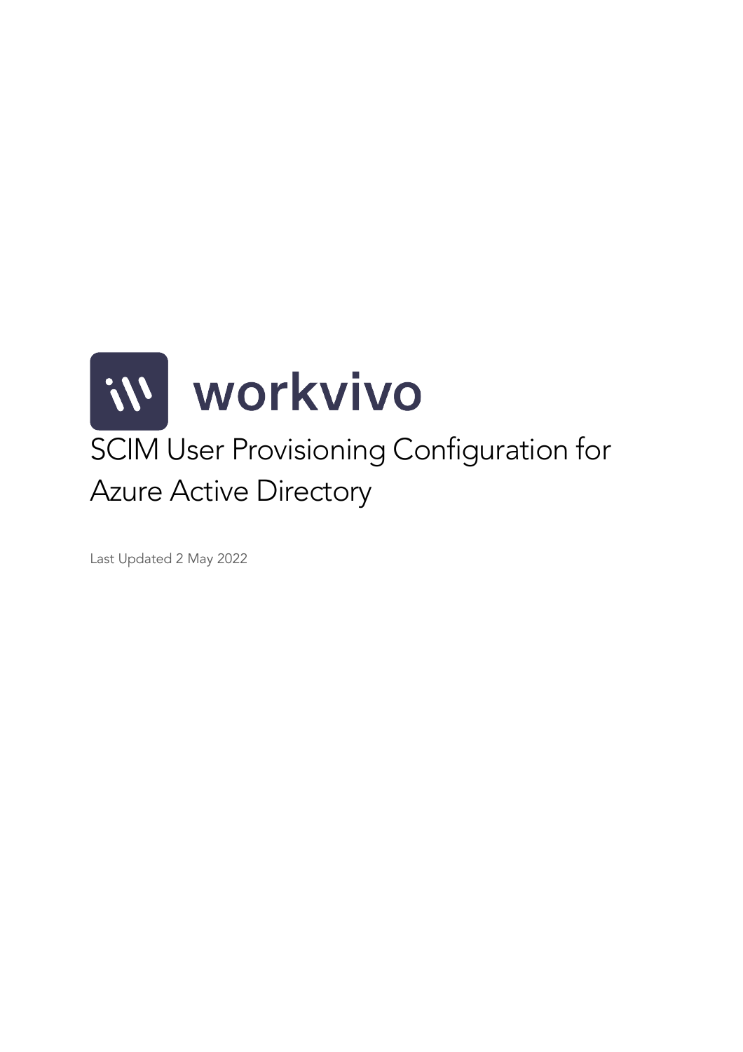workvivo

# SCIM User Provisioning Configuration for Azure Active Directory

Last Updated 2 May 2022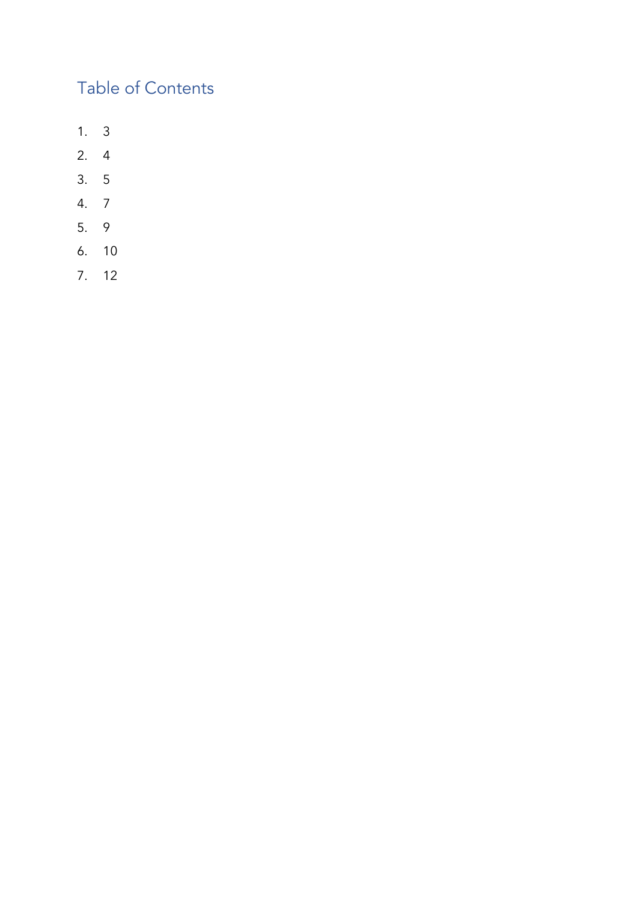## Table of Contents

1. 3
2. 4
3. 5
4. 7
5. 9
6. 10
7. 12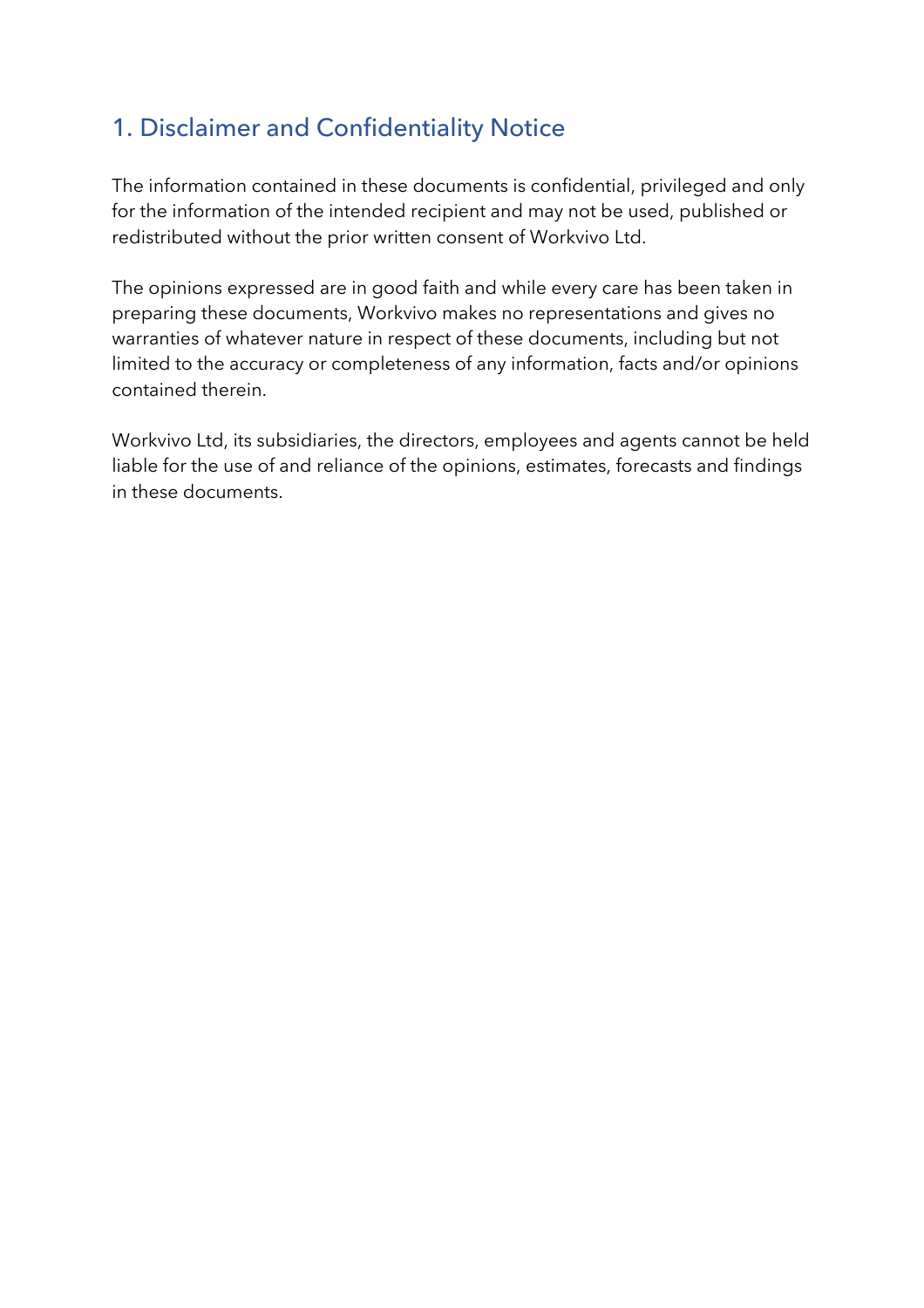## 1. Disclaimer and Confidentiality Notice

The information contained in these documents is confidential, privileged and only for the information of the intended recipient and may not be used, published or redistributed without the prior written consent of Workvivo Ltd.

The opinions expressed are in good faith and while every care has been taken in preparing these documents, Workvivo makes no representations and gives no warranties of whatever nature in respect of these documents, including but not limited to the accuracy or completeness of any information, facts and/or opinions contained therein.

Workvivo Ltd, its subsidiaries, the directors, employees and agents cannot be held liable for the use of and reliance of the opinions, estimates, forecasts and findings in these documents.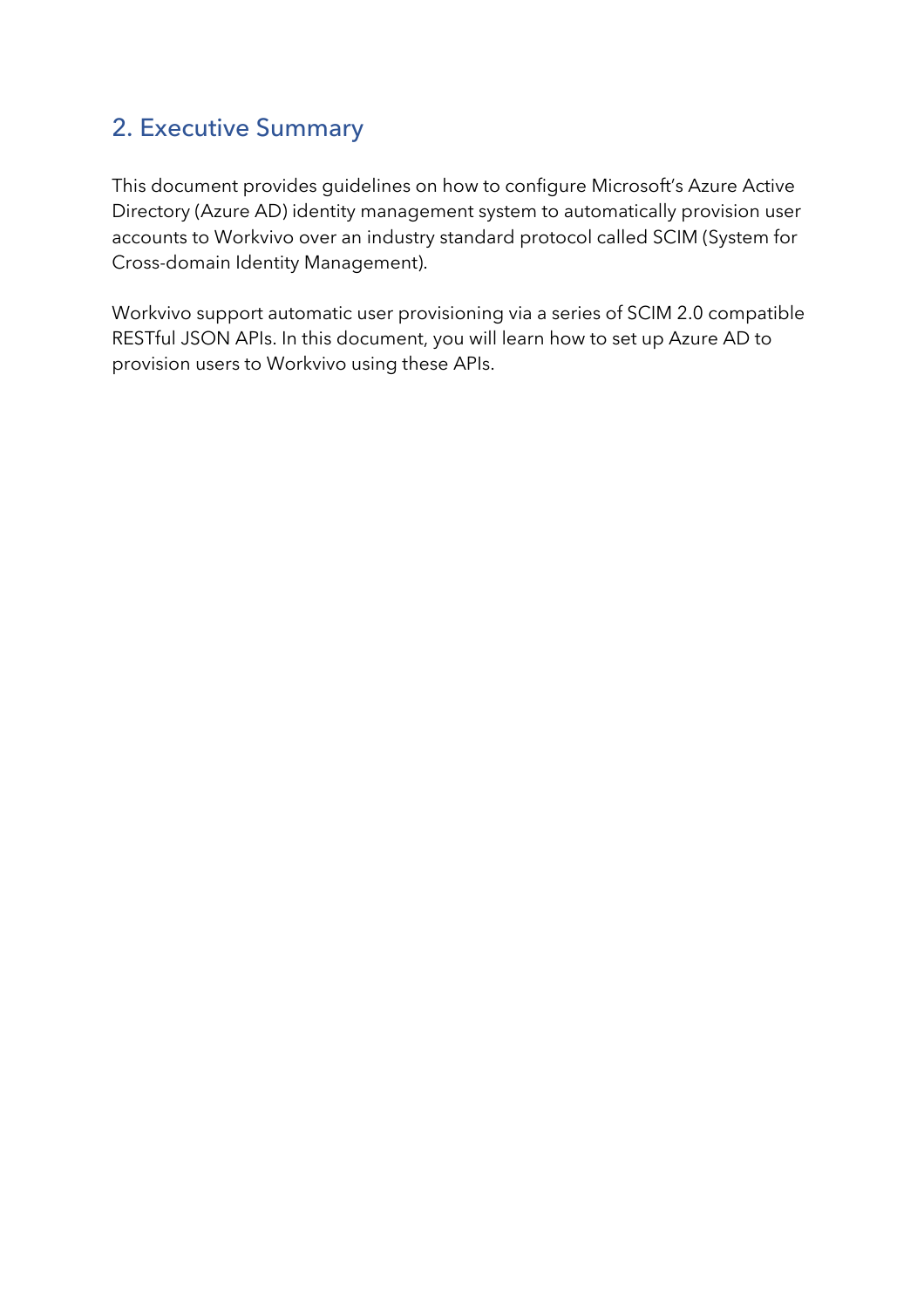## 2. Executive Summary

This document provides guidelines on how to configure Microsoft's Azure Active Directory (Azure AD) identity management system to automatically provision user accounts to Workvivo over an industry standard protocol called SCIM (System for Cross-domain Identity Management).

Workvivo support automatic user provisioning via a series of SCIM 2.0 compatible RESTful JSON APIs. In this document, you will learn how to set up Azure AD to provision users to Workvivo using these APIs.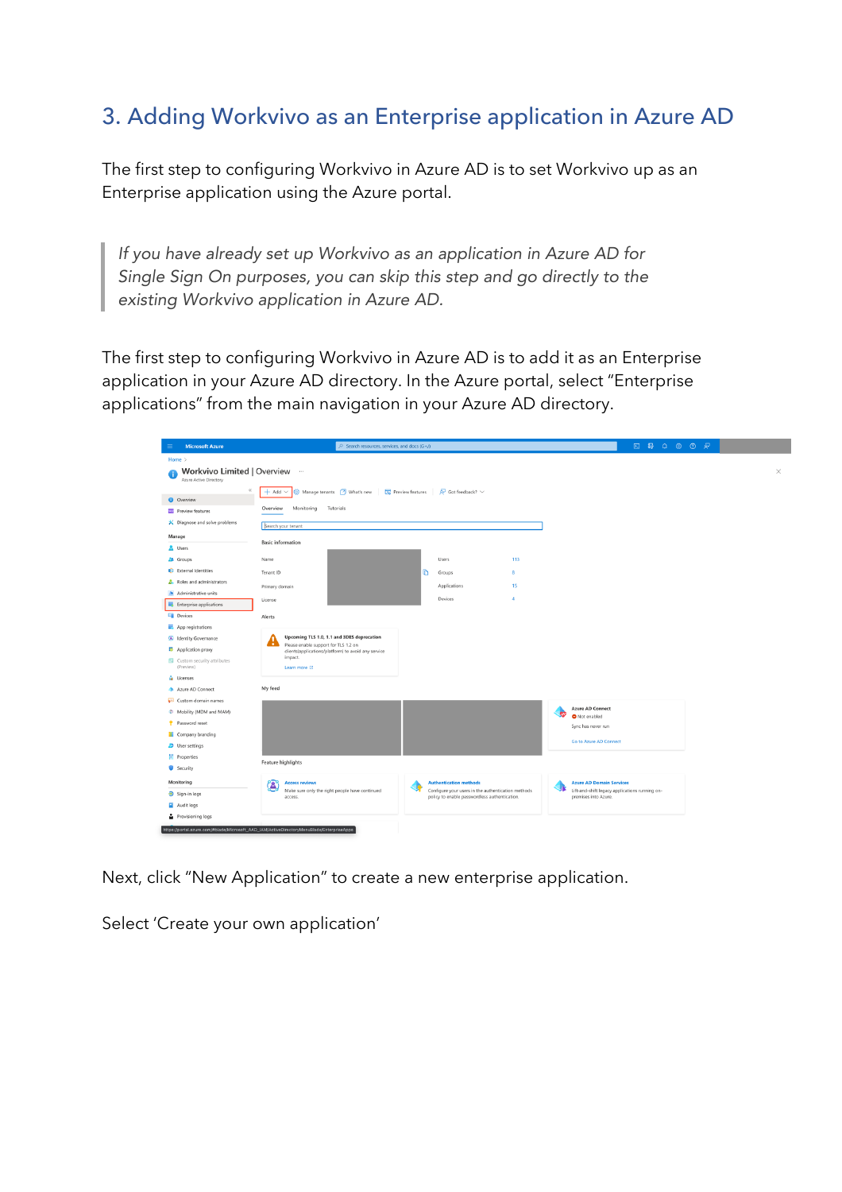## 3. Adding Workvivo as an Enterprise application in Azure AD

The first step to configuring Workvivo in Azure AD is to set Workvivo up as an Enterprise application using the Azure portal.

> *If you have already set up Workvivo as an application in Azure AD for Single Sign On purposes, you can skip this step and go directly to the existing Workvivo application in Azure AD.*

The first step to configuring Workvivo in Azure AD is to add it as an Enterprise application in your Azure AD directory. In the Azure portal, select "Enterprise applications" from the main navigation in your Azure AD directory.

Next, click "New Application" to create a new enterprise application.

Select 'Create your own application'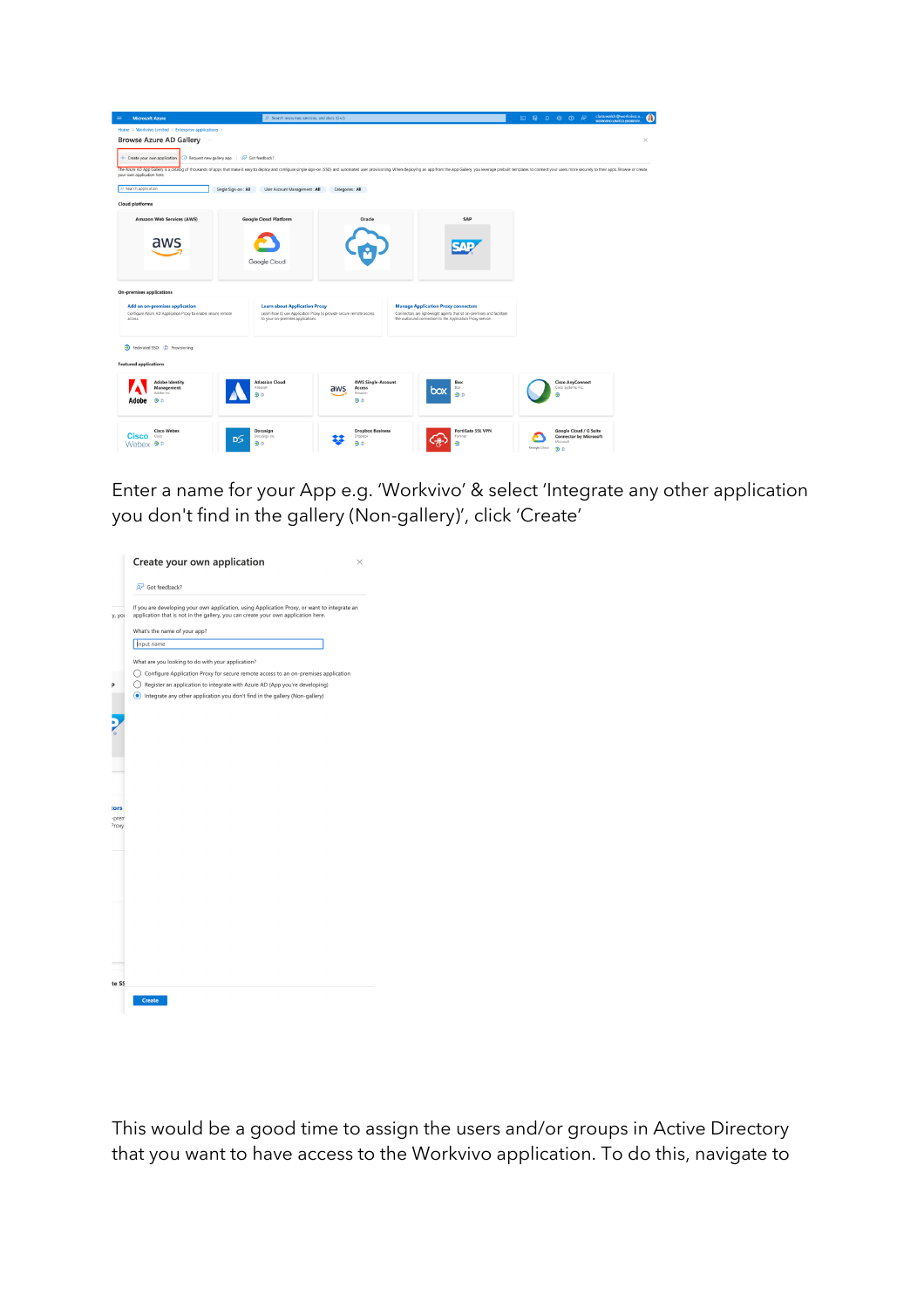Enter a name for your App e.g. 'Workvivo' & select 'Integrate any other application you don't find in the gallery (Non-gallery)', click 'Create'

This would be a good time to assign the users and/or groups in Active Directory that you want to have access to the Workvivo application. To do this, navigate to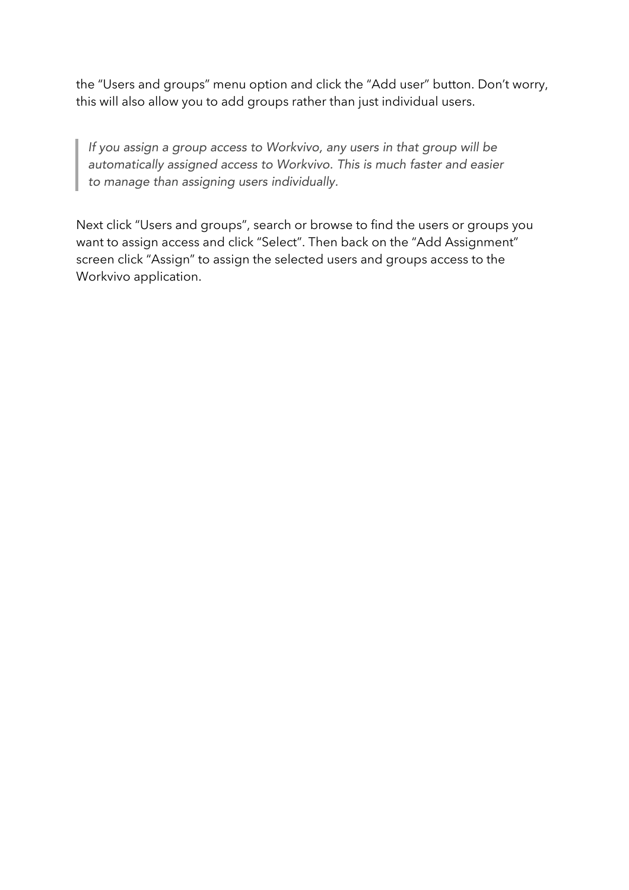the “Users and groups” menu option and click the “Add user” button. Don’t worry, this will also allow you to add groups rather than just individual users.

> *If you assign a group access to Workvivo, any users in that group will be automatically assigned access to Workvivo. This is much faster and easier to manage than assigning users individually.*

Next click “Users and groups”, search or browse to find the users or groups you want to assign access and click “Select”. Then back on the “Add Assignment” screen click “Assign” to assign the selected users and groups access to the Workvivo application.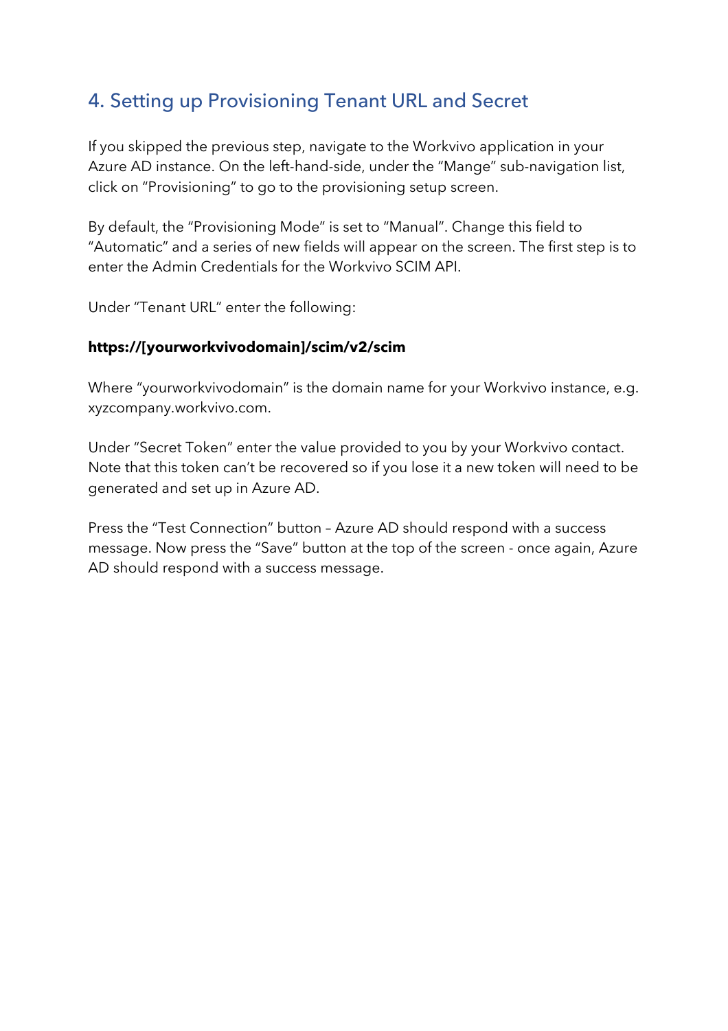## 4. Setting up Provisioning Tenant URL and Secret

If you skipped the previous step, navigate to the Workvivo application in your Azure AD instance. On the left-hand-side, under the “Mange” sub-navigation list, click on “Provisioning” to go to the provisioning setup screen.

By default, the “Provisioning Mode” is set to “Manual”. Change this field to “Automatic” and a series of new fields will appear on the screen. The first step is to enter the Admin Credentials for the Workvivo SCIM API.

Under “Tenant URL” enter the following:

**https://[yourworkvivodomain]/scim/v2/scim**

Where “yourworkvivodomain” is the domain name for your Workvivo instance, e.g. xyzcompany.workvivo.com.

Under “Secret Token” enter the value provided to you by your Workvivo contact. Note that this token can’t be recovered so if you lose it a new token will need to be generated and set up in Azure AD.

Press the “Test Connection” button – Azure AD should respond with a success message. Now press the “Save” button at the top of the screen - once again, Azure AD should respond with a success message.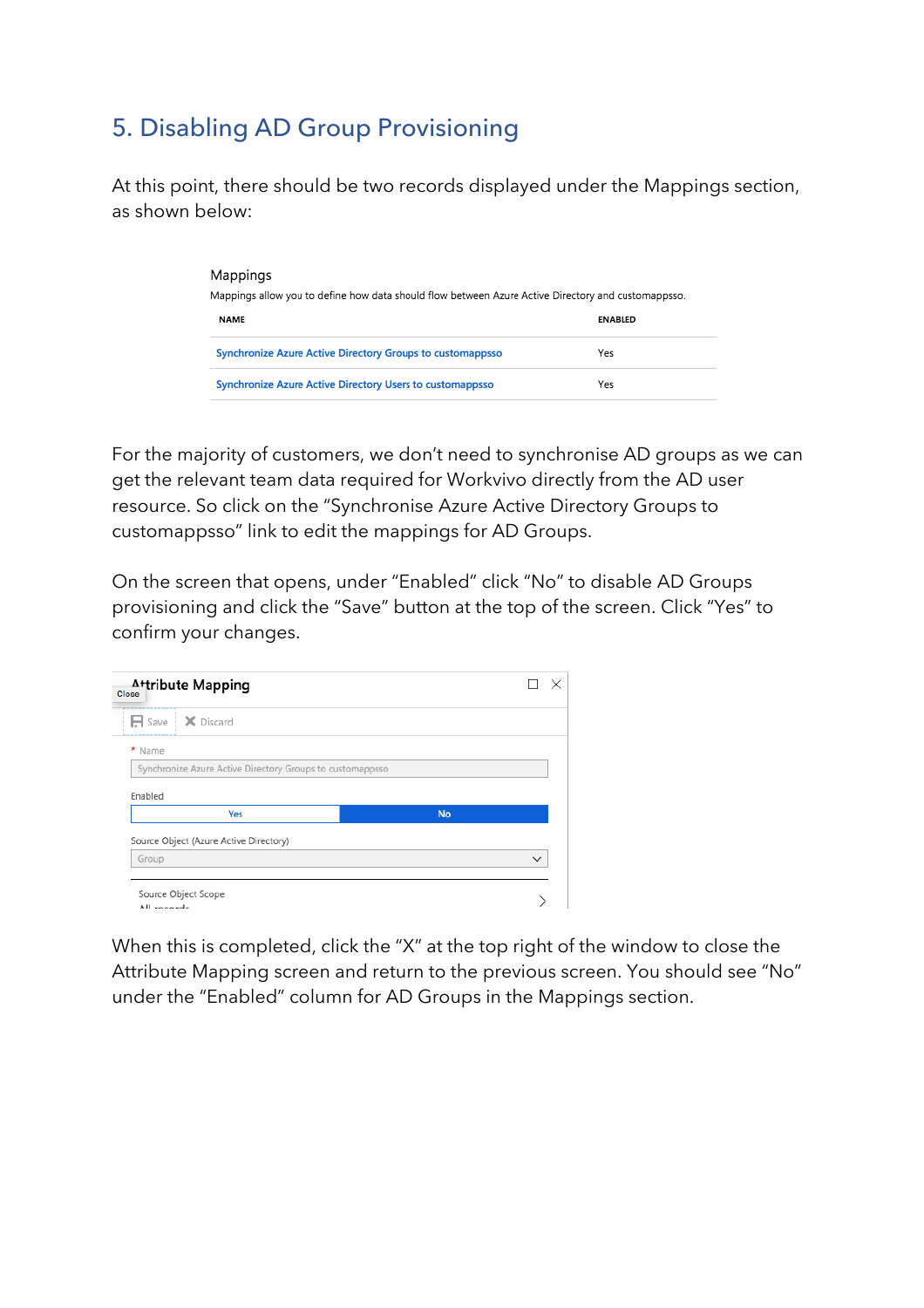## 5. Disabling AD Group Provisioning

At this point, there should be two records displayed under the Mappings section, as shown below:

Mappings

Mappings allow you to define how data should flow between Azure Active Directory and customappsso.

| NAME | ENABLED |
| --- | --- |
| Synchronize Azure Active Directory Groups to customappsso | Yes |
| Synchronize Azure Active Directory Users to customappsso | Yes |

For the majority of customers, we don't need to synchronise AD groups as we can get the relevant team data required for Workvivo directly from the AD user resource. So click on the "Synchronise Azure Active Directory Groups to customappsso" link to edit the mappings for AD Groups.

On the screen that opens, under "Enabled" click "No" to disable AD Groups provisioning and click the "Save" button at the top of the screen. Click "Yes" to confirm your changes.

Attribute Mapping

Save | Discard

\* Name

Synchronize Azure Active Directory Groups to customappsso

Enabled

Yes | No

Source Object (Azure Active Directory)

Group

Source Object Scope

When this is completed, click the "X" at the top right of the window to close the Attribute Mapping screen and return to the previous screen. You should see "No" under the "Enabled" column for AD Groups in the Mappings section.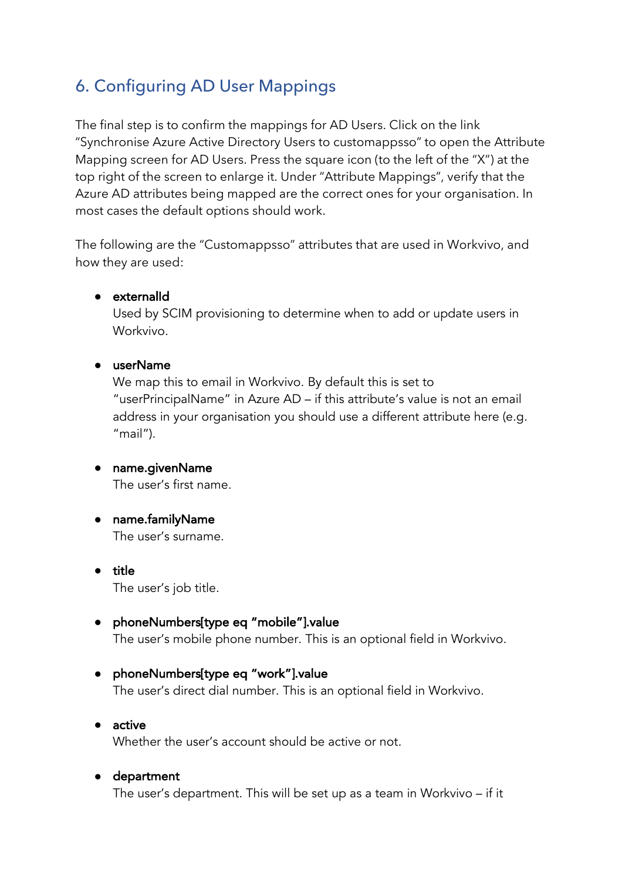## 6. Configuring AD User Mappings

The final step is to confirm the mappings for AD Users. Click on the link "Synchronise Azure Active Directory Users to customappsso" to open the Attribute Mapping screen for AD Users. Press the square icon (to the left of the "X") at the top right of the screen to enlarge it. Under "Attribute Mappings", verify that the Azure AD attributes being mapped are the correct ones for your organisation. In most cases the default options should work.

The following are the "Customappsso" attributes that are used in Workvivo, and how they are used:

- **externalId**
  Used by SCIM provisioning to determine when to add or update users in Workvivo.

- **userName**
  We map this to email in Workvivo. By default this is set to "userPrincipalName" in Azure AD – if this attribute's value is not an email address in your organisation you should use a different attribute here (e.g. "mail").

- **name.givenName**
  The user's first name.

- **name.familyName**
  The user's surname.

- **title**
  The user's job title.

- **phoneNumbers[type eq "mobile"].value**
  The user's mobile phone number. This is an optional field in Workvivo.

- **phoneNumbers[type eq "work"].value**
  The user's direct dial number. This is an optional field in Workvivo.

- **active**
  Whether the user's account should be active or not.

- **department**
  The user's department. This will be set up as a team in Workvivo – if it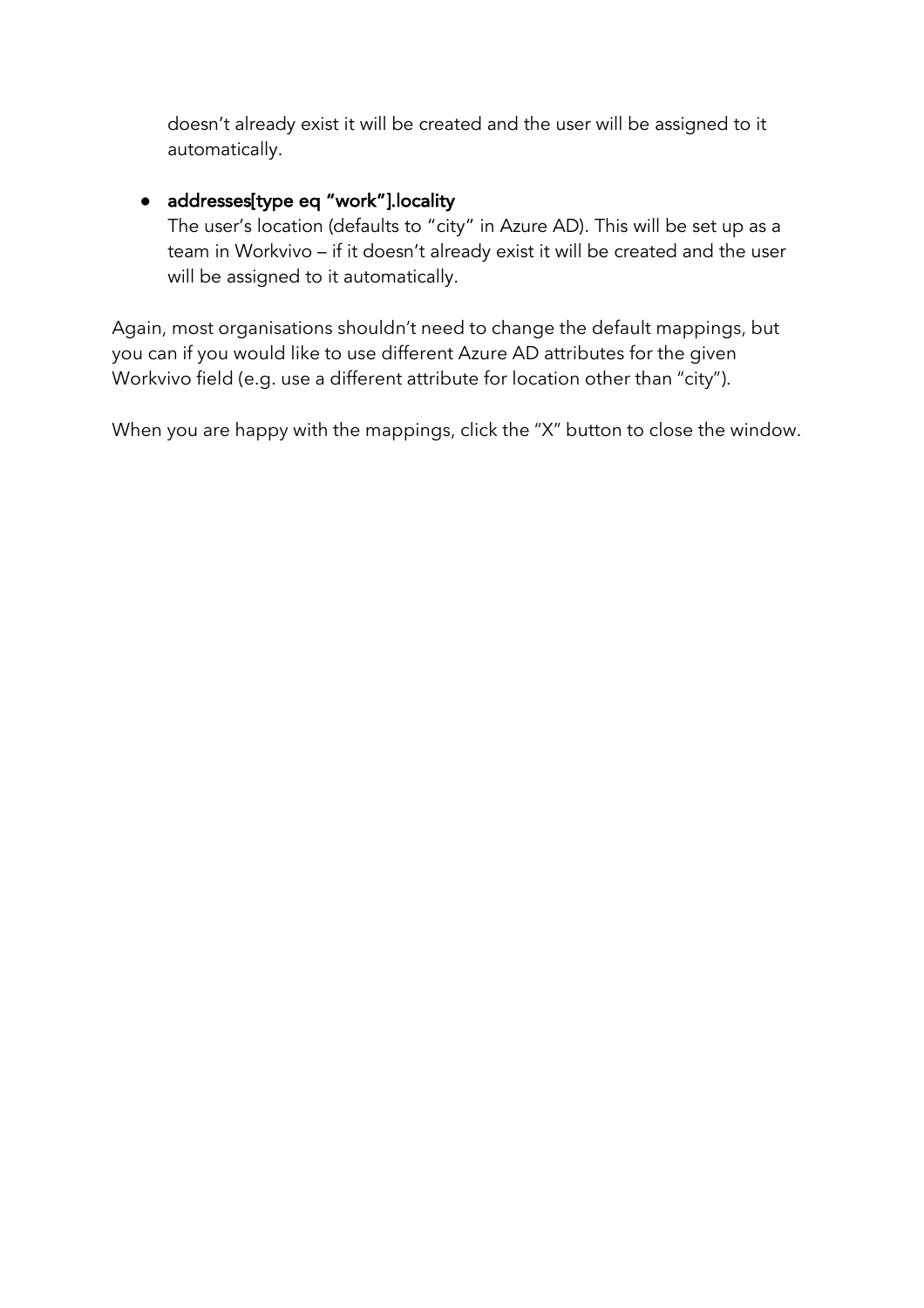doesn't already exist it will be created and the user will be assigned to it automatically.

- **addresses[type eq "work"].locality**
  The user's location (defaults to "city" in Azure AD). This will be set up as a team in Workvivo – if it doesn't already exist it will be created and the user will be assigned to it automatically.

Again, most organisations shouldn't need to change the default mappings, but you can if you would like to use different Azure AD attributes for the given Workvivo field (e.g. use a different attribute for location other than "city").

When you are happy with the mappings, click the "X" button to close the window.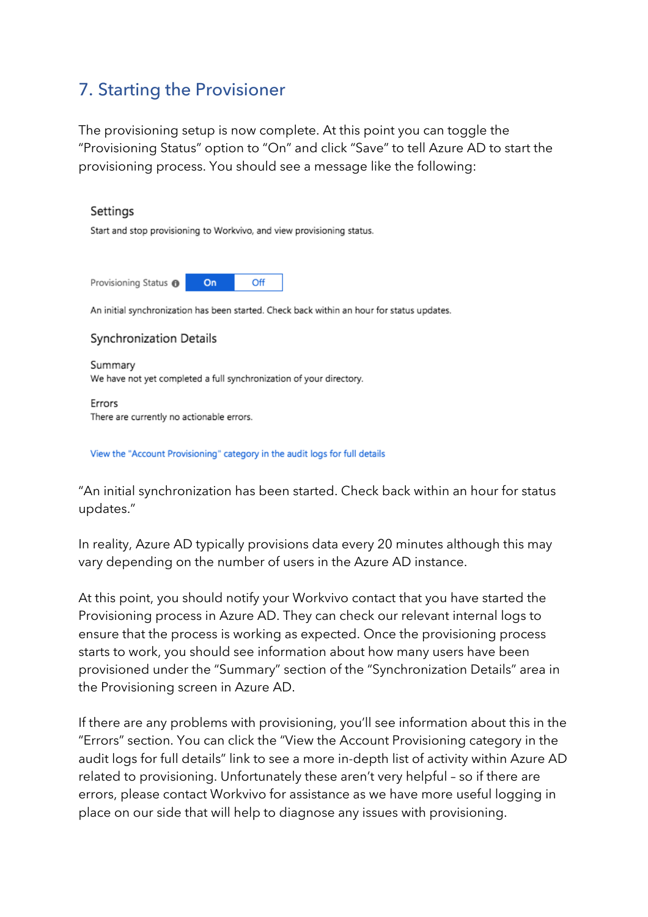## 7. Starting the Provisioner

The provisioning setup is now complete. At this point you can toggle the "Provisioning Status" option to "On" and click "Save" to tell Azure AD to start the provisioning process. You should see a message like the following:

Settings

Start and stop provisioning to Workvivo, and view provisioning status.

Provisioning Status On Off

An initial synchronization has been started. Check back within an hour for status updates.

Synchronization Details

Summary

We have not yet completed a full synchronization of your directory.

Errors

There are currently no actionable errors.

View the "Account Provisioning" category in the audit logs for full details

"An initial synchronization has been started. Check back within an hour for status updates."

In reality, Azure AD typically provisions data every 20 minutes although this may vary depending on the number of users in the Azure AD instance.

At this point, you should notify your Workvivo contact that you have started the Provisioning process in Azure AD. They can check our relevant internal logs to ensure that the process is working as expected. Once the provisioning process starts to work, you should see information about how many users have been provisioned under the "Summary" section of the "Synchronization Details" area in the Provisioning screen in Azure AD.

If there are any problems with provisioning, you'll see information about this in the "Errors" section. You can click the "View the Account Provisioning category in the audit logs for full details" link to see a more in-depth list of activity within Azure AD related to provisioning. Unfortunately these aren't very helpful – so if there are errors, please contact Workvivo for assistance as we have more useful logging in place on our side that will help to diagnose any issues with provisioning.